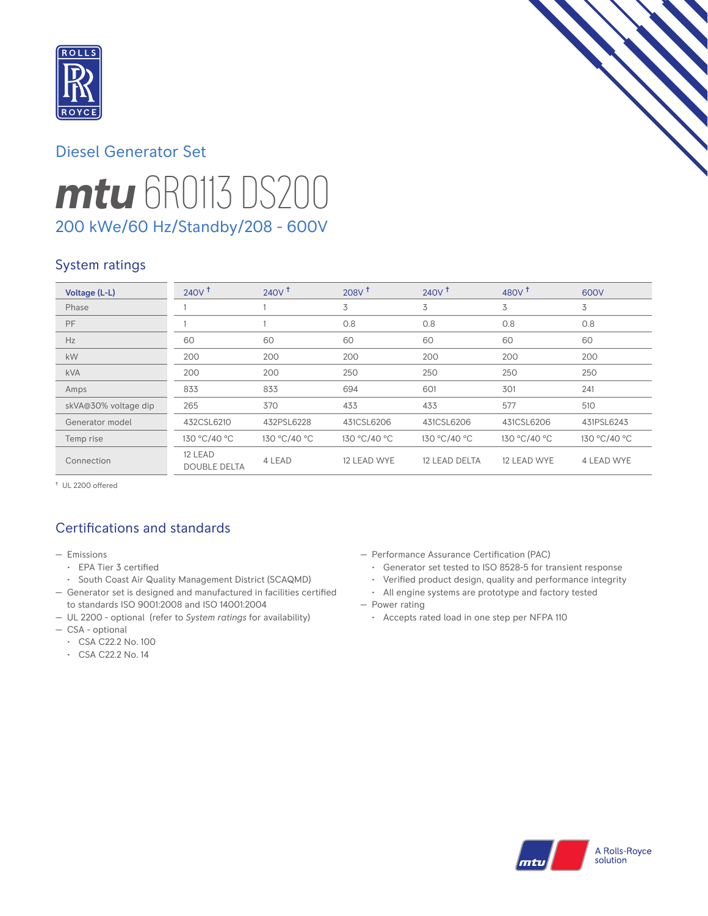Diesel Generator Set

# mtu 6R0113 DS200

200 kWe/60 Hz/Standby/208 - 600V

## System ratings

| Voltage (L-L) | 240V † | 240V † | 208V † | 240V † | 480V † | 600V |
|---|---|---|---|---|---|---|
| Phase | 1 | 1 | 3 | 3 | 3 | 3 |
| PF | 1 | 1 | 0.8 | 0.8 | 0.8 | 0.8 |
| Hz | 60 | 60 | 60 | 60 | 60 | 60 |
| kW | 200 | 200 | 200 | 200 | 200 | 200 |
| kVA | 200 | 200 | 250 | 250 | 250 | 250 |
| Amps | 833 | 833 | 694 | 601 | 301 | 241 |
| skVA@30% voltage dip | 265 | 370 | 433 | 433 | 577 | 510 |
| Generator model | 432CSL6210 | 432PSL6228 | 431CSL6206 | 431CSL6206 | 431CSL6206 | 431PSL6243 |
| Temp rise | 130 °C/40 °C | 130 °C/40 °C | 130 °C/40 °C | 130 °C/40 °C | 130 °C/40 °C | 130 °C/40 °C |
| Connection | 12 LEAD DOUBLE DELTA | 4 LEAD | 12 LEAD WYE | 12 LEAD DELTA | 12 LEAD WYE | 4 LEAD WYE |

† UL 2200 offered

## Certifications and standards

- Emissions
  - EPA Tier 3 certified
  - South Coast Air Quality Management District (SCAQMD)
- Generator set is designed and manufactured in facilities certified to standards ISO 9001:2008 and ISO 14001:2004
- UL 2200 - optional (refer to *System ratings* for availability)
- CSA - optional
  - CSA C22.2 No. 100
  - CSA C22.2 No. 14
- Performance Assurance Certification (PAC)
  - Generator set tested to ISO 8528-5 for transient response
  - Verified product design, quality and performance integrity
  - All engine systems are prototype and factory tested
- Power rating
  - Accepts rated load in one step per NFPA 110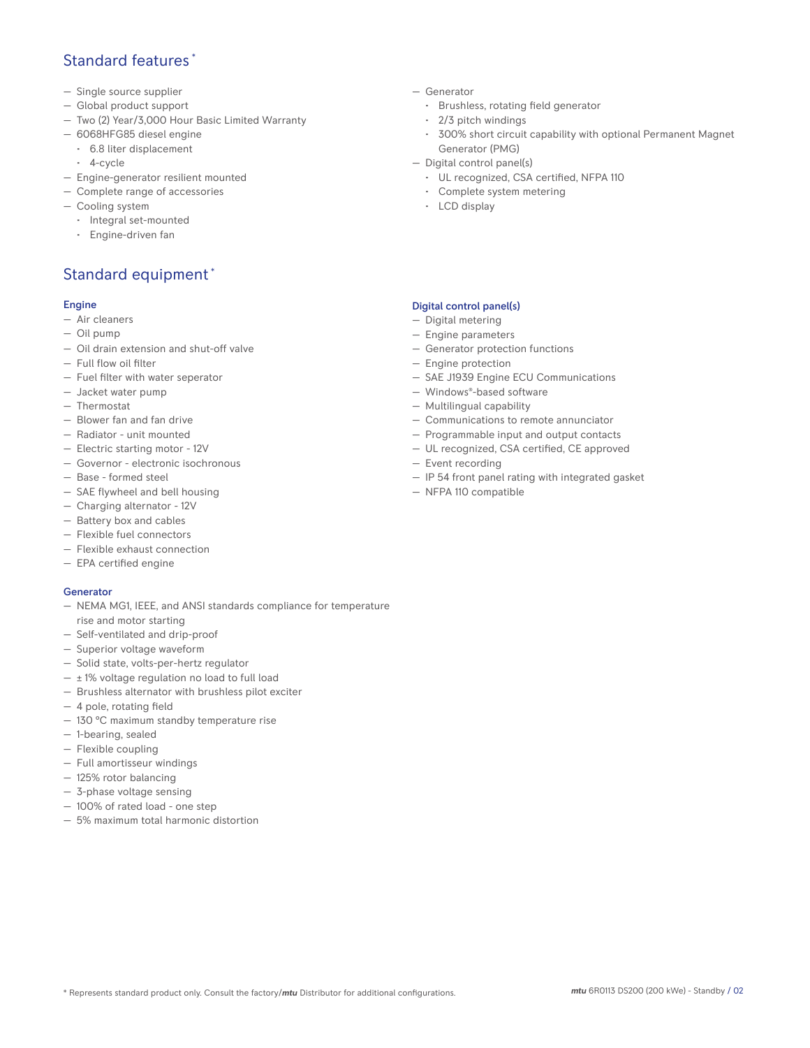## Standard features *

- Single source supplier
- Global product support
- Two (2) Year/3,000 Hour Basic Limited Warranty
- 6068HFG85 diesel engine
  - 6.8 liter displacement
  - 4-cycle
- Engine-generator resilient mounted
- Complete range of accessories
- Cooling system
  - Integral set-mounted
  - Engine-driven fan
- Generator
  - Brushless, rotating field generator
  - 2/3 pitch windings
  - 300% short circuit capability with optional Permanent Magnet Generator (PMG)
- Digital control panel(s)
  - UL recognized, CSA certified, NFPA 110
  - Complete system metering
  - LCD display

## Standard equipment *

### Engine

- Air cleaners
- Oil pump
- Oil drain extension and shut-off valve
- Full flow oil filter
- Fuel filter with water seperator
- Jacket water pump
- Thermostat
- Blower fan and fan drive
- Radiator - unit mounted
- Electric starting motor - 12V
- Governor - electronic isochronous
- Base - formed steel
- SAE flywheel and bell housing
- Charging alternator - 12V
- Battery box and cables
- Flexible fuel connectors
- Flexible exhaust connection
- EPA certified engine

### Generator

- NEMA MG1, IEEE, and ANSI standards compliance for temperature rise and motor starting
- Self-ventilated and drip-proof
- Superior voltage waveform
- Solid state, volts-per-hertz regulator
- ± 1% voltage regulation no load to full load
- Brushless alternator with brushless pilot exciter
- 4 pole, rotating field
- 130 °C maximum standby temperature rise
- 1-bearing, sealed
- Flexible coupling
- Full amortisseur windings
- 125% rotor balancing
- 3-phase voltage sensing
- 100% of rated load - one step
- 5% maximum total harmonic distortion

### Digital control panel(s)

- Digital metering
- Engine parameters
- Generator protection functions
- Engine protection
- SAE J1939 Engine ECU Communications
- Windows®-based software
- Multilingual capability
- Communications to remote annunciator
- Programmable input and output contacts
- UL recognized, CSA certified, CE approved
- Event recording
- IP 54 front panel rating with integrated gasket
- NFPA 110 compatible

* Represents standard product only. Consult the factory/*mtu* Distributor for additional configurations.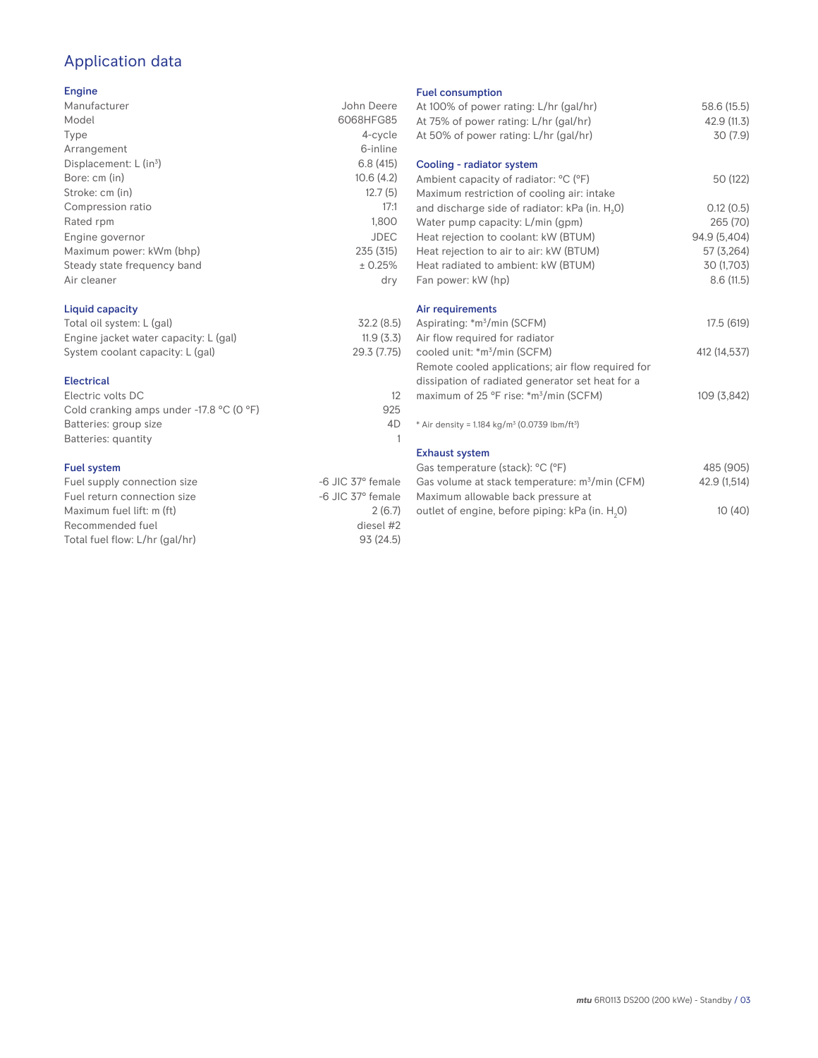# Application data

## Engine

| | |
|---|---|
| Manufacturer | John Deere |
| Model | 6068HFG85 |
| Type | 4-cycle |
| Arrangement | 6-inline |
| Displacement: L ($in^3$) | 6.8 (415) |
| Bore: cm (in) | 10.6 (4.2) |
| Stroke: cm (in) | 12.7 (5) |
| Compression ratio | 17:1 |
| Rated rpm | 1,800 |
| Engine governor | JDEC |
| Maximum power: kWm (bhp) | 235 (315) |
| Steady state frequency band | ± 0.25% |
| Air cleaner | dry |

## Liquid capacity

| | |
|---|---|
| Total oil system: L (gal) | 32.2 (8.5) |
| Engine jacket water capacity: L (gal) | 11.9 (3.3) |
| System coolant capacity: L (gal) | 29.3 (7.75) |

## Electrical

| | |
|---|---|
| Electric volts DC | 12 |
| Cold cranking amps under -17.8 °C (0 °F) | 925 |
| Batteries: group size | 4D |
| Batteries: quantity | 1 |

## Fuel system

| | |
|---|---|
| Fuel supply connection size | -6 JIC 37° female |
| Fuel return connection size | -6 JIC 37° female |
| Maximum fuel lift: m (ft) | 2 (6.7) |
| Recommended fuel | diesel #2 |
| Total fuel flow: L/hr (gal/hr) | 93 (24.5) |

## Fuel consumption

| | |
|---|---|
| At 100% of power rating: L/hr (gal/hr) | 58.6 (15.5) |
| At 75% of power rating: L/hr (gal/hr) | 42.9 (11.3) |
| At 50% of power rating: L/hr (gal/hr) | 30 (7.9) |

## Cooling - radiator system

| | |
|---|---|
| Ambient capacity of radiator: °C (°F) | 50 (122) |
| Maximum restriction of cooling air: intake and discharge side of radiator: kPa (in. $H_2O$) | 0.12 (0.5) |
| Water pump capacity: L/min (gpm) | 265 (70) |
| Heat rejection to coolant: kW (BTUM) | 94.9 (5,404) |
| Heat rejection to air to air: kW (BTUM) | 57 (3,264) |
| Heat radiated to ambient: kW (BTUM) | 30 (1,703) |
| Fan power: kW (hp) | 8.6 (11.5) |

## Air requirements

| | |
|---|---|
| Aspirating: *$m^3$/min (SCFM) | 17.5 (619) |
| Air flow required for radiator cooled unit: *$m^3$/min (SCFM) | 412 (14,537) |
| Remote cooled applications; air flow required for dissipation of radiated generator set heat for a maximum of 25 °F rise: *$m^3$/min (SCFM) | 109 (3,842) |

* Air density = 1.184 kg/$m^3$ (0.0739 lbm/$ft^3$)

## Exhaust system

| | |
|---|---|
| Gas temperature (stack): °C (°F) | 485 (905) |
| Gas volume at stack temperature: $m^3$/min (CFM) | 42.9 (1,514) |
| Maximum allowable back pressure at outlet of engine, before piping: kPa (in. $H_2O$) | 10 (40) |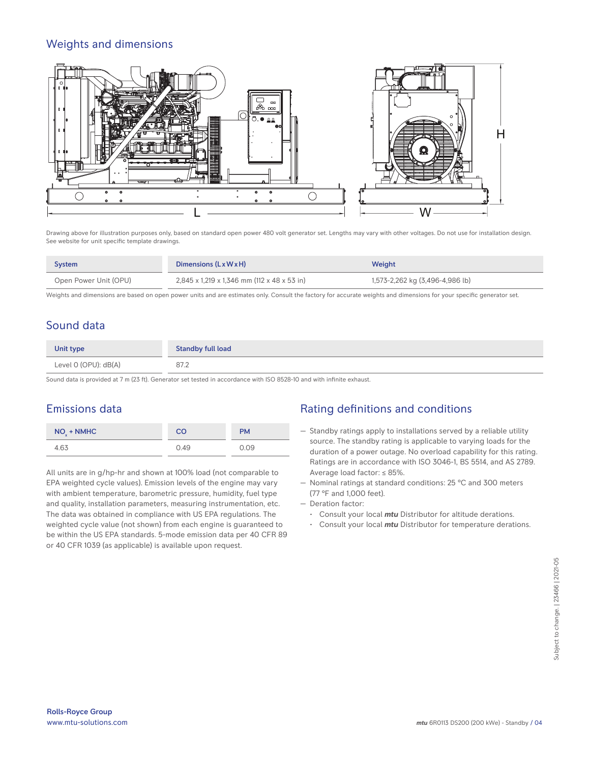## Weights and dimensions

L

W

H

Drawing above for illustration purposes only, based on standard open power 480 volt generator set. Lengths may vary with other voltages. Do not use for installation design. See website for unit specific template drawings.

| System | Dimensions (L x W x H) | Weight |
|---|---|---|
| Open Power Unit (OPU) | 2,845 x 1,219 x 1,346 mm (112 x 48 x 53 in) | 1,573-2,262 kg (3,496-4,986 lb) |

Weights and dimensions are based on open power units and are estimates only. Consult the factory for accurate weights and dimensions for your specific generator set.

## Sound data

| Unit type | Standby full load |
|---|---|
| Level 0 (OPU): dB(A) | 87.2 |

Sound data is provided at 7 m (23 ft). Generator set tested in accordance with ISO 8528-10 and with infinite exhaust.

## Emissions data

| $NO_x$ + NMHC | CO | PM |
|---|---|---|
| 4.63 | 0.49 | 0.09 |

All units are in g/hp-hr and shown at 100% load (not comparable to EPA weighted cycle values). Emission levels of the engine may vary with ambient temperature, barometric pressure, humidity, fuel type and quality, installation parameters, measuring instrumentation, etc. The data was obtained in compliance with US EPA regulations. The weighted cycle value (not shown) from each engine is guaranteed to be within the US EPA standards. 5-mode emission data per 40 CFR 89 or 40 CFR 1039 (as applicable) is available upon request.

## Rating definitions and conditions

- Standby ratings apply to installations served by a reliable utility source. The standby rating is applicable to varying loads for the duration of a power outage. No overload capability for this rating. Ratings are in accordance with ISO 3046-1, BS 5514, and AS 2789. Average load factor: ≤ 85%.
- Nominal ratings at standard conditions: 25 °C and 300 meters (77 °F and 1,000 feet).
- Deration factor:
  - Consult your local ***mtu*** Distributor for altitude derations.
  - Consult your local ***mtu*** Distributor for temperature derations.

Subject to change. | 23466 | 2021-05

Rolls-Royce Group
www.mtu-solutions.com